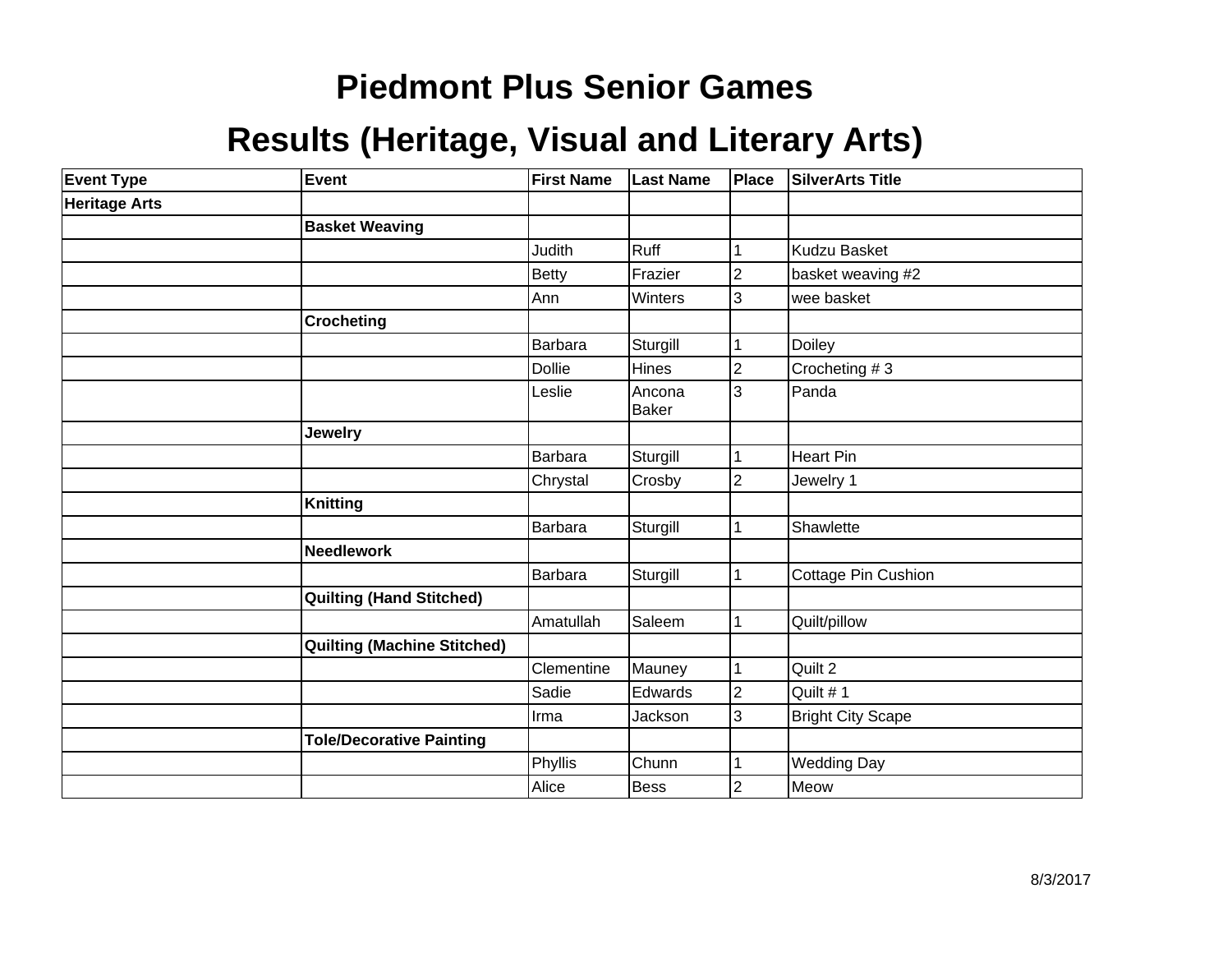# Piedmont Plus Senior Games

## Results (Heritage, Visual and Literary Arts)

| Event Type | Event | First Name | Last Name | Place | SilverArts Title |
|---|---|---|---|---|---|
| **Heritage Arts** | | | | | |
| | **Basket Weaving** | | | | |
| | | Judith | Ruff | 1 | Kudzu Basket |
| | | Betty | Frazier | 2 | basket weaving #2 |
| | | Ann | Winters | 3 | wee basket |
| | **Crocheting** | | | | |
| | | Barbara | Sturgill | 1 | Doiley |
| | | Dollie | Hines | 2 | Crocheting # 3 |
| | | Leslie | Ancona Baker | 3 | Panda |
| | **Jewelry** | | | | |
| | | Barbara | Sturgill | 1 | Heart Pin |
| | | Chrystal | Crosby | 2 | Jewelry 1 |
| | **Knitting** | | | | |
| | | Barbara | Sturgill | 1 | Shawlette |
| | **Needlework** | | | | |
| | | Barbara | Sturgill | 1 | Cottage Pin Cushion |
| | **Quilting (Hand Stitched)** | | | | |
| | | Amatullah | Saleem | 1 | Quilt/pillow |
| | **Quilting (Machine Stitched)** | | | | |
| | | Clementine | Mauney | 1 | Quilt 2 |
| | | Sadie | Edwards | 2 | Quilt # 1 |
| | | Irma | Jackson | 3 | Bright City Scape |
| | **Tole/Decorative Painting** | | | | |
| | | Phyllis | Chunn | 1 | Wedding Day |
| | | Alice | Bess | 2 | Meow |

8/3/2017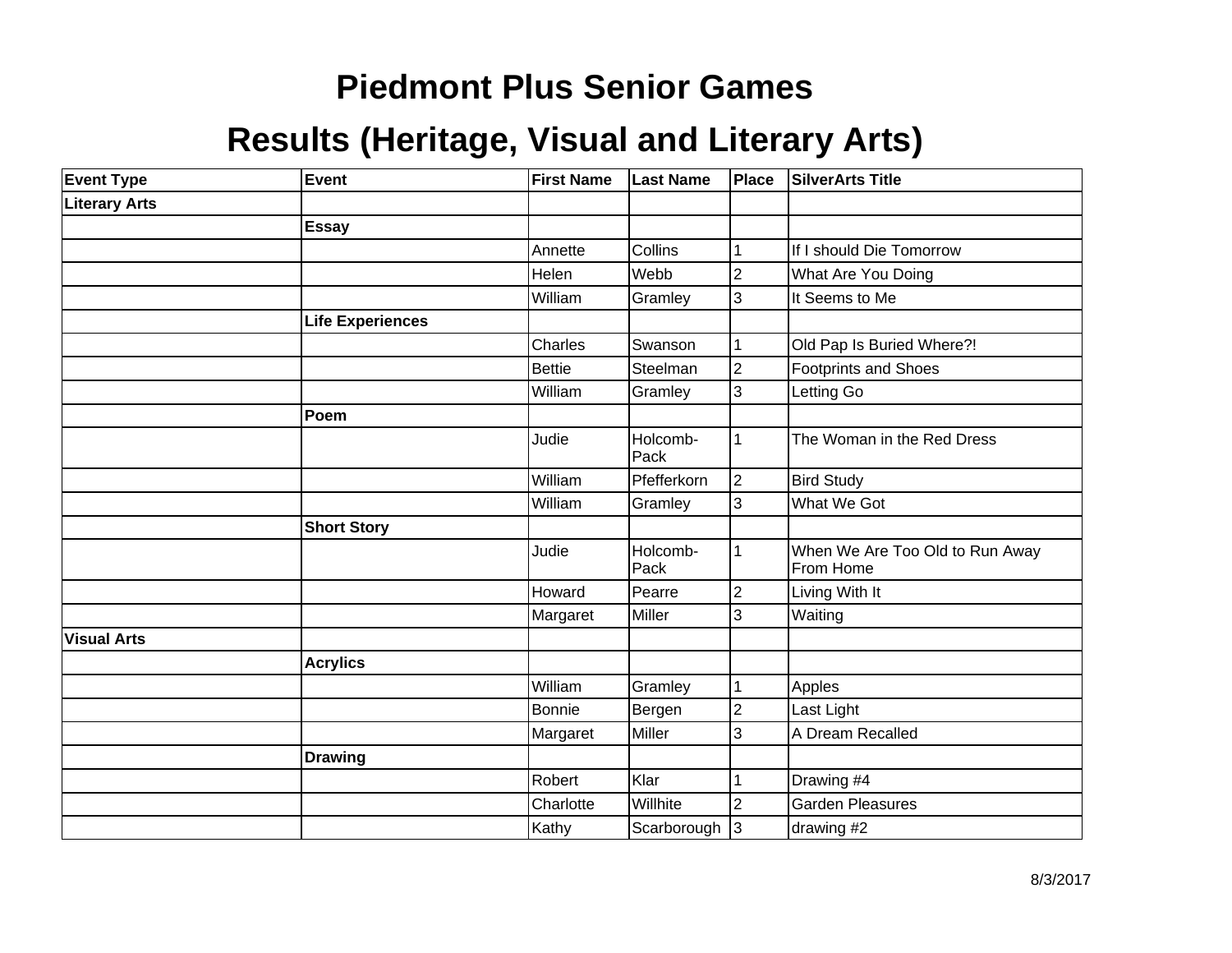# Piedmont Plus Senior Games

## Results (Heritage, Visual and Literary Arts)

| Event Type | Event | First Name | Last Name | Place | SilverArts Title |
|---|---|---|---|---|---|
| **Literary Arts** | | | | | |
| | **Essay** | | | | |
| | | Annette | Collins | 1 | If I should Die Tomorrow |
| | | Helen | Webb | 2 | What Are You Doing |
| | | William | Gramley | 3 | It Seems to Me |
| | **Life Experiences** | | | | |
| | | Charles | Swanson | 1 | Old Pap Is Buried Where?! |
| | | Bettie | Steelman | 2 | Footprints and Shoes |
| | | William | Gramley | 3 | Letting Go |
| | **Poem** | | | | |
| | | Judie | Holcomb-Pack | 1 | The Woman in the Red Dress |
| | | William | Pfefferkorn | 2 | Bird Study |
| | | William | Gramley | 3 | What We Got |
| | **Short Story** | | | | |
| | | Judie | Holcomb-Pack | 1 | When We Are Too Old to Run Away From Home |
| | | Howard | Pearre | 2 | Living With It |
| | | Margaret | Miller | 3 | Waiting |
| **Visual Arts** | | | | | |
| | **Acrylics** | | | | |
| | | William | Gramley | 1 | Apples |
| | | Bonnie | Bergen | 2 | Last Light |
| | | Margaret | Miller | 3 | A Dream Recalled |
| | **Drawing** | | | | |
| | | Robert | Klar | 1 | Drawing #4 |
| | | Charlotte | Willhite | 2 | Garden Pleasures |
| | | Kathy | Scarborough | 3 | drawing #2 |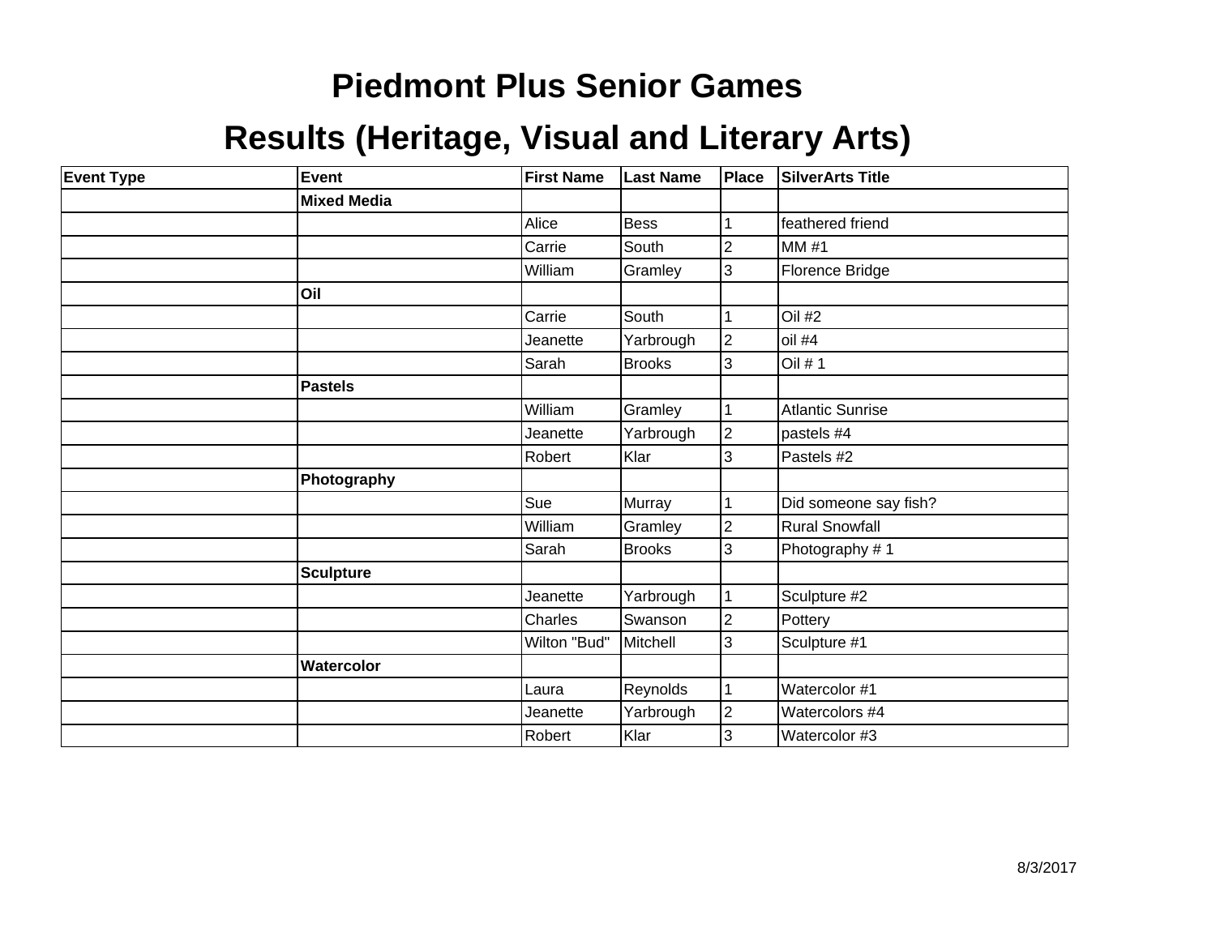# Piedmont Plus Senior Games

## Results (Heritage, Visual and Literary Arts)

| Event Type | Event | First Name | Last Name | Place | SilverArts Title |
|---|---|---|---|---|---|
| | **Mixed Media** | | | | |
| | | Alice | Bess | 1 | feathered friend |
| | | Carrie | South | 2 | MM #1 |
| | | William | Gramley | 3 | Florence Bridge |
| | **Oil** | | | | |
| | | Carrie | South | 1 | Oil #2 |
| | | Jeanette | Yarbrough | 2 | oil #4 |
| | | Sarah | Brooks | 3 | Oil # 1 |
| | **Pastels** | | | | |
| | | William | Gramley | 1 | Atlantic Sunrise |
| | | Jeanette | Yarbrough | 2 | pastels #4 |
| | | Robert | Klar | 3 | Pastels #2 |
| | **Photography** | | | | |
| | | Sue | Murray | 1 | Did someone say fish? |
| | | William | Gramley | 2 | Rural Snowfall |
| | | Sarah | Brooks | 3 | Photography # 1 |
| | **Sculpture** | | | | |
| | | Jeanette | Yarbrough | 1 | Sculpture #2 |
| | | Charles | Swanson | 2 | Pottery |
| | | Wilton "Bud" | Mitchell | 3 | Sculpture #1 |
| | **Watercolor** | | | | |
| | | Laura | Reynolds | 1 | Watercolor #1 |
| | | Jeanette | Yarbrough | 2 | Watercolors #4 |
| | | Robert | Klar | 3 | Watercolor #3 |

8/3/2017